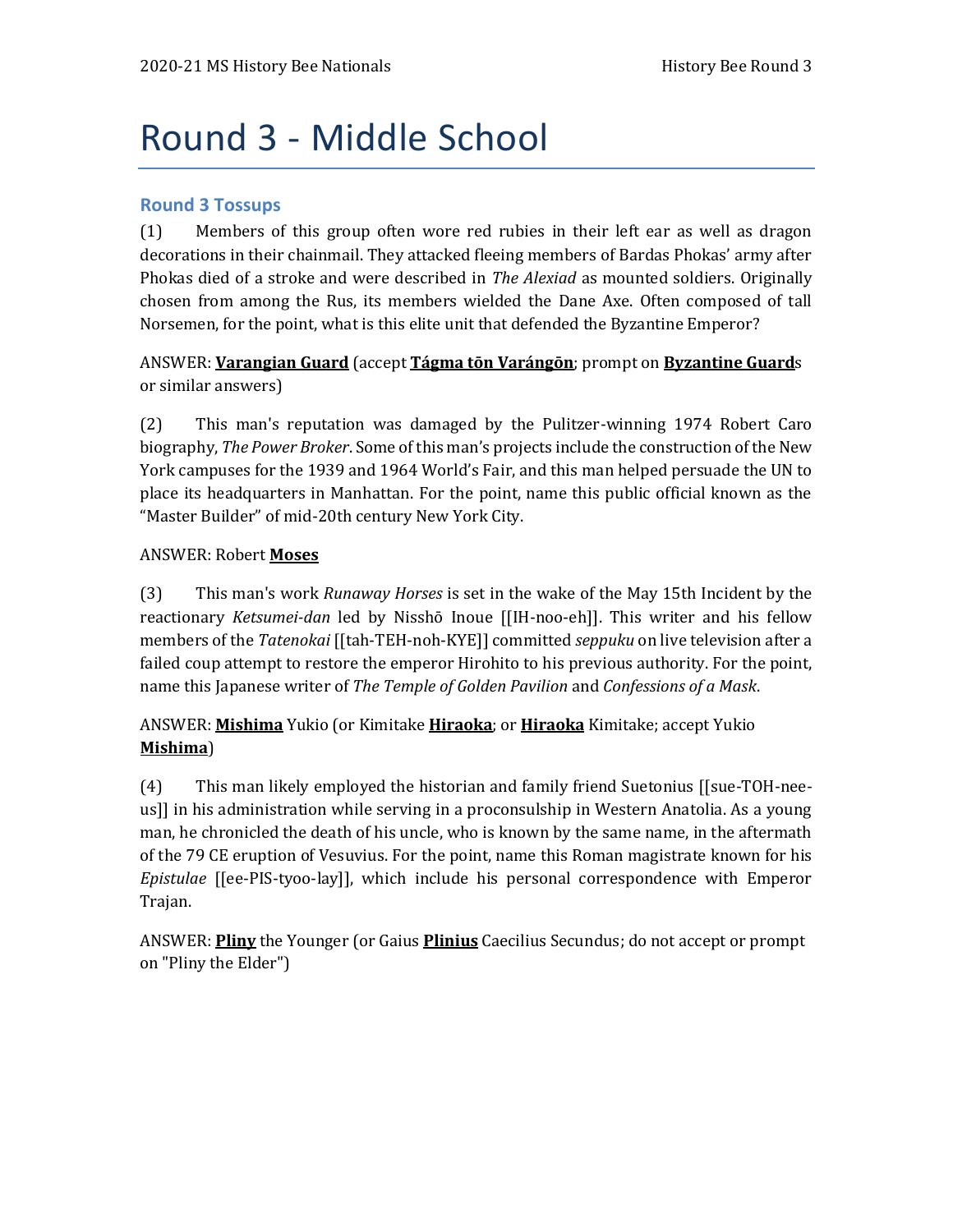# Round 3 - Middle School

## Round 3 Tossups

(1) Members of this group often wore red rubies in their left ear as well as dragon decorations in their chainmail. They attacked fleeing members of Bardas Phokas' army after Phokas died of a stroke and were described in *The Alexiad* as mounted soldiers. Originally chosen from among the Rus, its members wielded the Dane Axe. Often composed of tall Norsemen, for the point, what is this elite unit that defended the Byzantine Emperor?

ANSWER: **Varangian Guard** (accept **Tágma tōn Varángōn**; prompt on **Byzantine Guard**s or similar answers)

(2) This man's reputation was damaged by the Pulitzer-winning 1974 Robert Caro biography, *The Power Broker*. Some of this man's projects include the construction of the New York campuses for the 1939 and 1964 World's Fair, and this man helped persuade the UN to place its headquarters in Manhattan. For the point, name this public official known as the "Master Builder" of mid-20th century New York City.

ANSWER: Robert **Moses**

(3) This man's work *Runaway Horses* is set in the wake of the May 15th Incident by the reactionary *Ketsumei-dan* led by Nisshō Inoue [[IH-noo-eh]]. This writer and his fellow members of the *Tatenokai* [[tah-TEH-noh-KYE]] committed *seppuku* on live television after a failed coup attempt to restore the emperor Hirohito to his previous authority. For the point, name this Japanese writer of *The Temple of Golden Pavilion* and *Confessions of a Mask*.

ANSWER: **Mishima** Yukio (or Kimitake **Hiraoka**; or **Hiraoka** Kimitake; accept Yukio **Mishima**)

(4) This man likely employed the historian and family friend Suetonius [[sue-TOH-nee-us]] in his administration while serving in a proconsulship in Western Anatolia. As a young man, he chronicled the death of his uncle, who is known by the same name, in the aftermath of the 79 CE eruption of Vesuvius. For the point, name this Roman magistrate known for his *Epistulae* [[ee-PIS-tyoo-lay]], which include his personal correspondence with Emperor Trajan.

ANSWER: **Pliny** the Younger (or Gaius **Plinius** Caecilius Secundus; do not accept or prompt on "Pliny the Elder")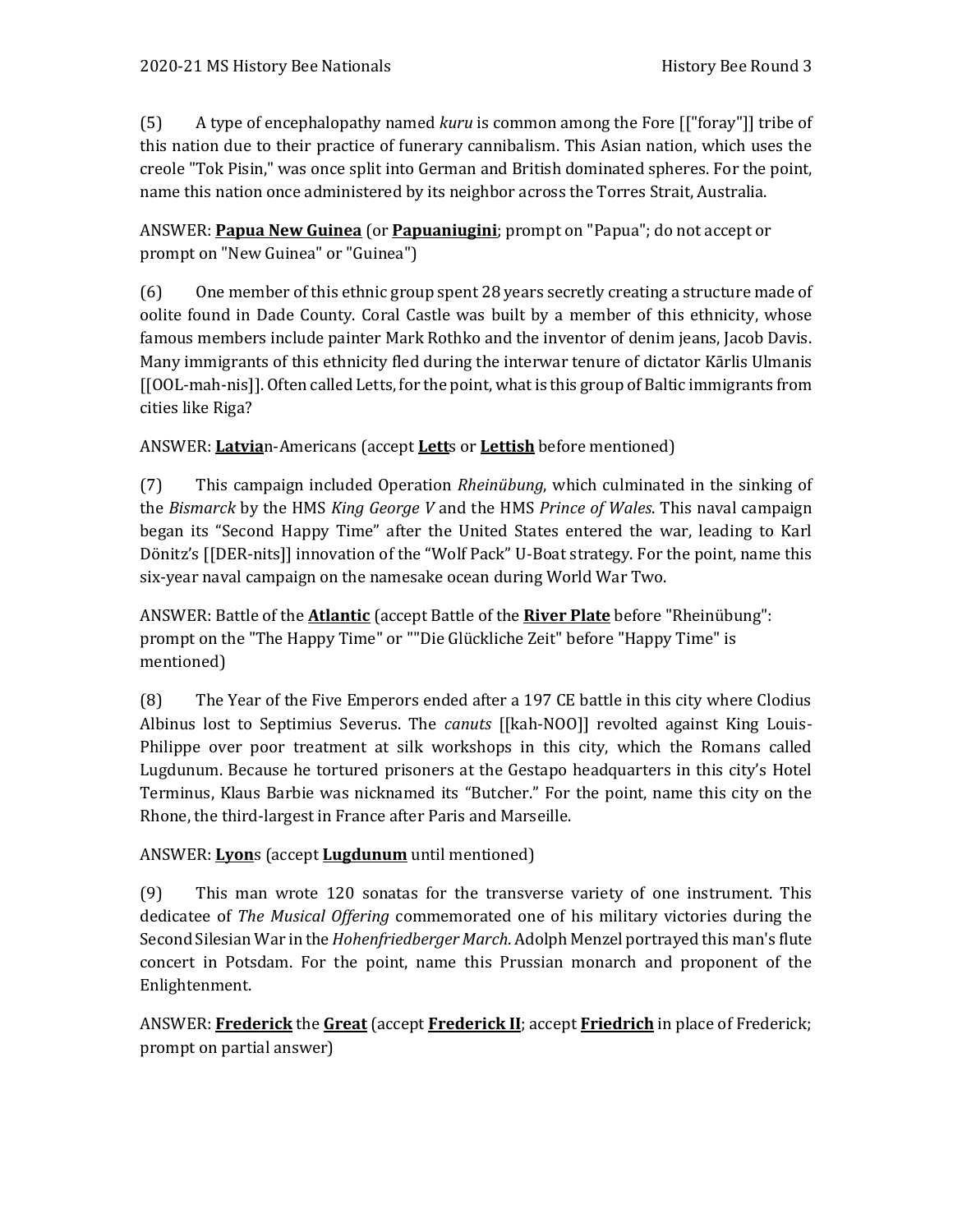(5) A type of encephalopathy named *kuru* is common among the Fore [["foray"]] tribe of this nation due to their practice of funerary cannibalism. This Asian nation, which uses the creole "Tok Pisin," was once split into German and British dominated spheres. For the point, name this nation once administered by its neighbor across the Torres Strait, Australia.

ANSWER: **<u>Papua New Guinea</u>** (or **<u>Papuaniugini</u>**; prompt on "Papua"; do not accept or prompt on "New Guinea" or "Guinea")

(6) One member of this ethnic group spent 28 years secretly creating a structure made of oolite found in Dade County. Coral Castle was built by a member of this ethnicity, whose famous members include painter Mark Rothko and the inventor of denim jeans, Jacob Davis. Many immigrants of this ethnicity fled during the interwar tenure of dictator Kārlis Ulmanis [[OOL-mah-nis]]. Often called Letts, for the point, what is this group of Baltic immigrants from cities like Riga?

ANSWER: **<u>Latvia</u>**n-Americans (accept **<u>Lett</u>**s or **<u>Lettish</u>** before mentioned)

(7) This campaign included Operation *Rheinübung*, which culminated in the sinking of the *Bismarck* by the HMS *King George V* and the HMS *Prince of Wales*. This naval campaign began its "Second Happy Time" after the United States entered the war, leading to Karl Dönitz's [[DER-nits]] innovation of the "Wolf Pack" U-Boat strategy. For the point, name this six-year naval campaign on the namesake ocean during World War Two.

ANSWER: Battle of the **<u>Atlantic</u>** (accept Battle of the **<u>River Plate</u>** before "Rheinübung": prompt on the "The Happy Time" or ""Die Glückliche Zeit" before "Happy Time" is mentioned)

(8) The Year of the Five Emperors ended after a 197 CE battle in this city where Clodius Albinus lost to Septimius Severus. The *canuts* [[kah-NOO]] revolted against King Louis-Philippe over poor treatment at silk workshops in this city, which the Romans called Lugdunum. Because he tortured prisoners at the Gestapo headquarters in this city's Hotel Terminus, Klaus Barbie was nicknamed its "Butcher." For the point, name this city on the Rhone, the third-largest in France after Paris and Marseille.

ANSWER: **<u>Lyon</u>**s (accept **<u>Lugdunum</u>** until mentioned)

(9) This man wrote 120 sonatas for the transverse variety of one instrument. This dedicatee of *The Musical Offering* commemorated one of his military victories during the Second Silesian War in the *Hohenfriedberger March*. Adolph Menzel portrayed this man's flute concert in Potsdam. For the point, name this Prussian monarch and proponent of the Enlightenment.

ANSWER: **<u>Frederick</u>** the **<u>Great</u>** (accept **<u>Frederick II</u>**; accept **<u>Friedrich</u>** in place of Frederick; prompt on partial answer)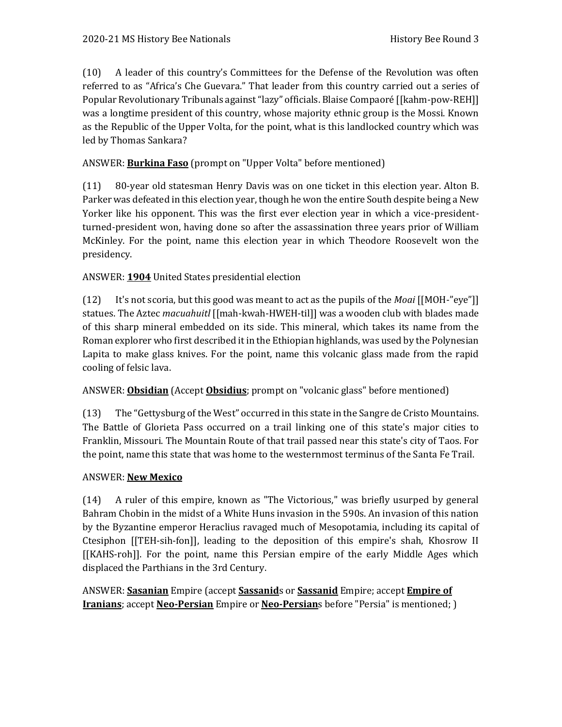(10) A leader of this country's Committees for the Defense of the Revolution was often referred to as "Africa's Che Guevara." That leader from this country carried out a series of Popular Revolutionary Tribunals against "lazy" officials. Blaise Compaoré [[kahm-pow-REH]] was a longtime president of this country, whose majority ethnic group is the Mossi. Known as the Republic of the Upper Volta, for the point, what is this landlocked country which was led by Thomas Sankara?

ANSWER: **Burkina Faso** (prompt on "Upper Volta" before mentioned)

(11) 80-year old statesman Henry Davis was on one ticket in this election year. Alton B. Parker was defeated in this election year, though he won the entire South despite being a New Yorker like his opponent. This was the first ever election year in which a vice-president-turned-president won, having done so after the assassination three years prior of William McKinley. For the point, name this election year in which Theodore Roosevelt won the presidency.

ANSWER: **1904** United States presidential election

(12) It's not scoria, but this good was meant to act as the pupils of the *Moai* [[MOH-"eye"]] statues. The Aztec *macuahuitl* [[mah-kwah-HWEH-til]] was a wooden club with blades made of this sharp mineral embedded on its side. This mineral, which takes its name from the Roman explorer who first described it in the Ethiopian highlands, was used by the Polynesian Lapita to make glass knives. For the point, name this volcanic glass made from the rapid cooling of felsic lava.

ANSWER: **Obsidian** (Accept **Obsidius**; prompt on "volcanic glass" before mentioned)

(13) The "Gettysburg of the West" occurred in this state in the Sangre de Cristo Mountains. The Battle of Glorieta Pass occurred on a trail linking one of this state's major cities to Franklin, Missouri. The Mountain Route of that trail passed near this state's city of Taos. For the point, name this state that was home to the westernmost terminus of the Santa Fe Trail.

ANSWER: **New Mexico**

(14) A ruler of this empire, known as "The Victorious," was briefly usurped by general Bahram Chobin in the midst of a White Huns invasion in the 590s. An invasion of this nation by the Byzantine emperor Heraclius ravaged much of Mesopotamia, including its capital of Ctesiphon [[TEH-sih-fon]], leading to the deposition of this empire's shah, Khosrow II [[KAHS-roh]]. For the point, name this Persian empire of the early Middle Ages which displaced the Parthians in the 3rd Century.

ANSWER: **Sasanian** Empire (accept **Sassanid**s or **Sassanid** Empire; accept **Empire of Iranians**; accept **Neo-Persian** Empire or **Neo-Persian**s before "Persia" is mentioned; )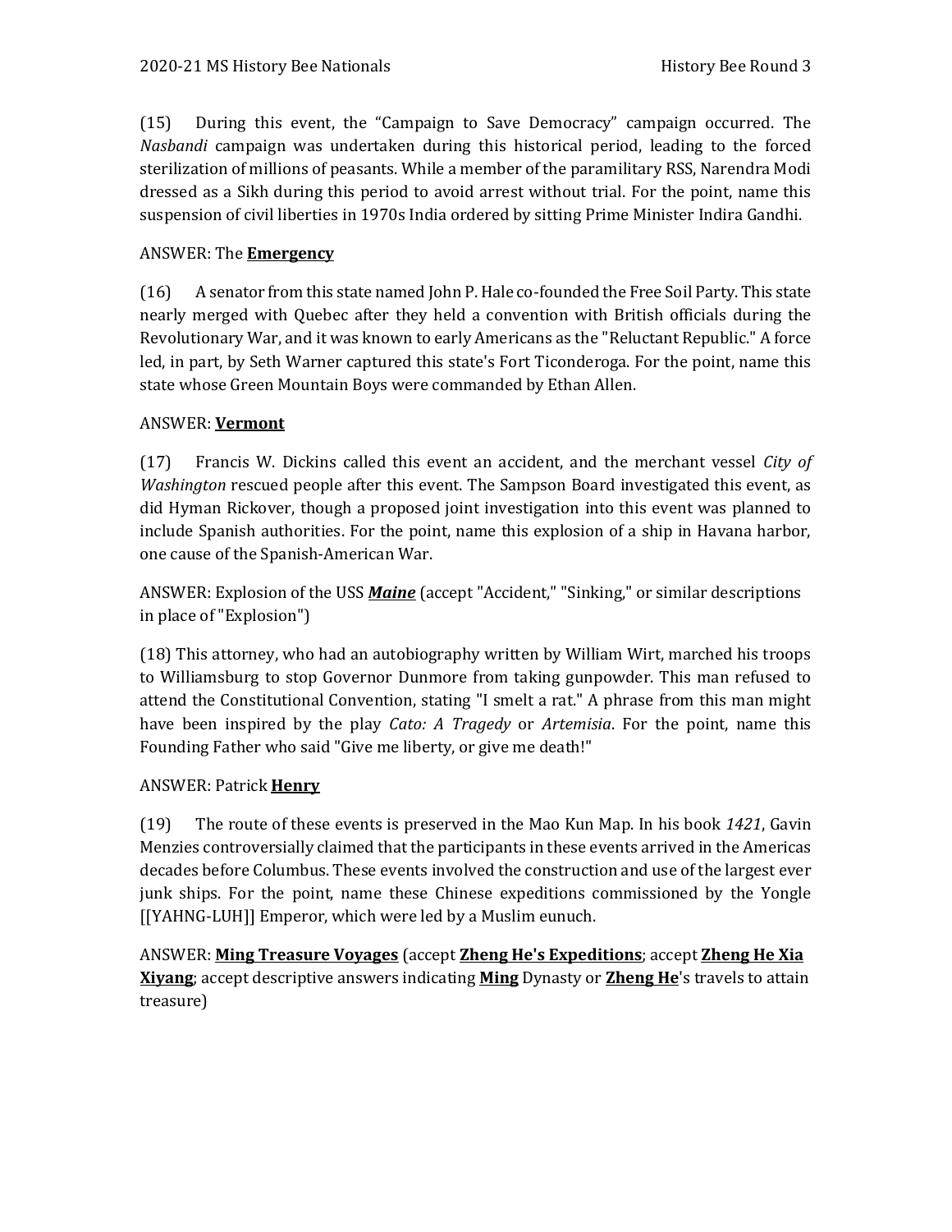(15) During this event, the “Campaign to Save Democracy” campaign occurred. The *Nasbandi* campaign was undertaken during this historical period, leading to the forced sterilization of millions of peasants. While a member of the paramilitary RSS, Narendra Modi dressed as a Sikh during this period to avoid arrest without trial. For the point, name this suspension of civil liberties in 1970s India ordered by sitting Prime Minister Indira Gandhi.

ANSWER: The **Emergency**

(16) A senator from this state named John P. Hale co-founded the Free Soil Party. This state nearly merged with Quebec after they held a convention with British officials during the Revolutionary War, and it was known to early Americans as the "Reluctant Republic." A force led, in part, by Seth Warner captured this state's Fort Ticonderoga. For the point, name this state whose Green Mountain Boys were commanded by Ethan Allen.

ANSWER: **Vermont**

(17) Francis W. Dickins called this event an accident, and the merchant vessel *City of Washington* rescued people after this event. The Sampson Board investigated this event, as did Hyman Rickover, though a proposed joint investigation into this event was planned to include Spanish authorities. For the point, name this explosion of a ship in Havana harbor, one cause of the Spanish-American War.

ANSWER: Explosion of the USS ***Maine*** (accept "Accident," "Sinking," or similar descriptions in place of "Explosion")

(18) This attorney, who had an autobiography written by William Wirt, marched his troops to Williamsburg to stop Governor Dunmore from taking gunpowder. This man refused to attend the Constitutional Convention, stating "I smelt a rat." A phrase from this man might have been inspired by the play *Cato: A Tragedy* or *Artemisia*. For the point, name this Founding Father who said "Give me liberty, or give me death!"

ANSWER: Patrick **Henry**

(19) The route of these events is preserved in the Mao Kun Map. In his book *1421*, Gavin Menzies controversially claimed that the participants in these events arrived in the Americas decades before Columbus. These events involved the construction and use of the largest ever junk ships. For the point, name these Chinese expeditions commissioned by the Yongle [[YAHNG-LUH]] Emperor, which were led by a Muslim eunuch.

ANSWER: **Ming Treasure Voyages** (accept **Zheng He's Expeditions**; accept **Zheng He Xia Xiyang**; accept descriptive answers indicating **Ming** Dynasty or **Zheng He**'s travels to attain treasure)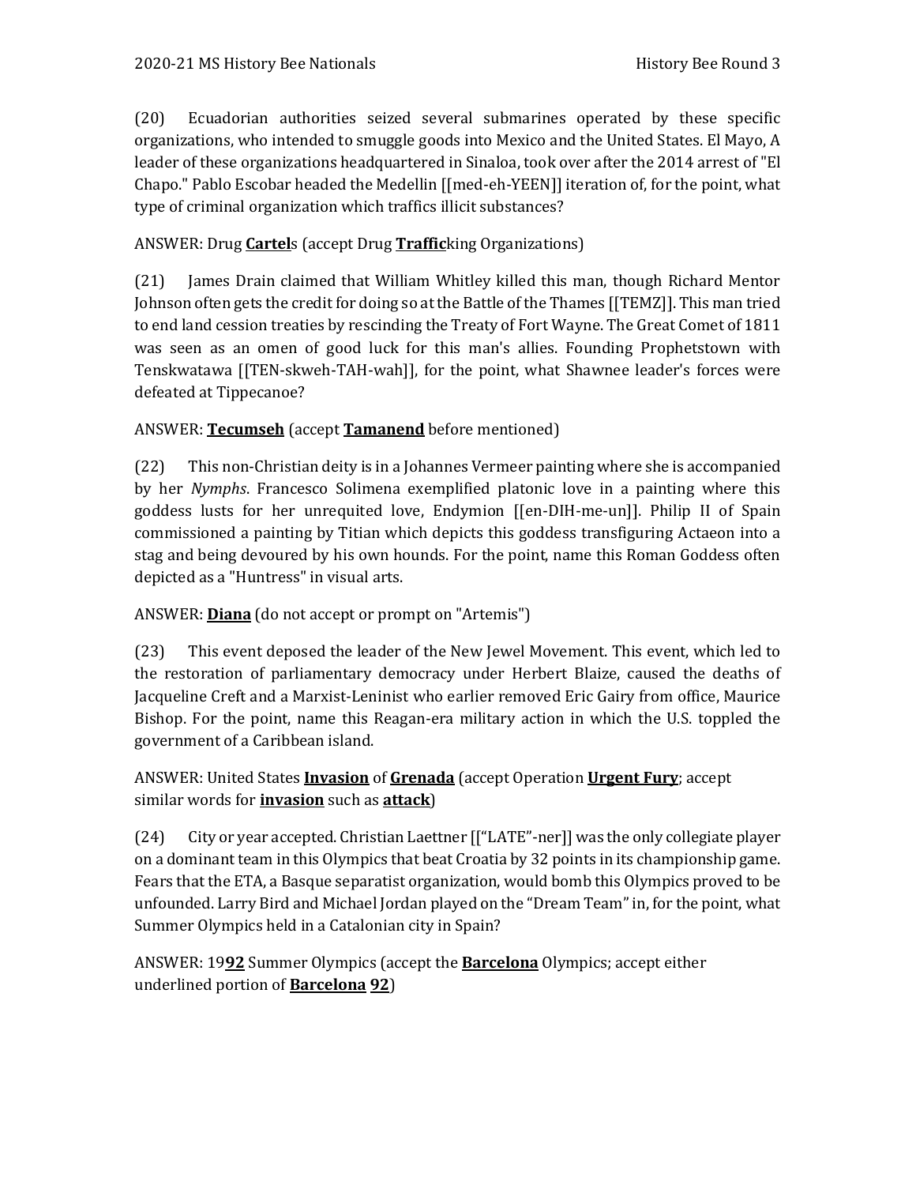(20) Ecuadorian authorities seized several submarines operated by these specific organizations, who intended to smuggle goods into Mexico and the United States. El Mayo, A leader of these organizations headquartered in Sinaloa, took over after the 2014 arrest of "El Chapo." Pablo Escobar headed the Medellin [[med-eh-YEEN]] iteration of, for the point, what type of criminal organization which traffics illicit substances?

ANSWER: Drug **<u>Cartel</u>**s (accept Drug **<u>Traffic</u>**king Organizations)

(21) James Drain claimed that William Whitley killed this man, though Richard Mentor Johnson often gets the credit for doing so at the Battle of the Thames [[TEMZ]]. This man tried to end land cession treaties by rescinding the Treaty of Fort Wayne. The Great Comet of 1811 was seen as an omen of good luck for this man's allies. Founding Prophetstown with Tenskwatawa [[TEN-skweh-TAH-wah]], for the point, what Shawnee leader's forces were defeated at Tippecanoe?

ANSWER: **<u>Tecumseh</u>** (accept **<u>Tamanend</u>** before mentioned)

(22) This non-Christian deity is in a Johannes Vermeer painting where she is accompanied by her *Nymphs*. Francesco Solimena exemplified platonic love in a painting where this goddess lusts for her unrequited love, Endymion [[en-DIH-me-un]]. Philip II of Spain commissioned a painting by Titian which depicts this goddess transfiguring Actaeon into a stag and being devoured by his own hounds. For the point, name this Roman Goddess often depicted as a "Huntress" in visual arts.

ANSWER: **<u>Diana</u>** (do not accept or prompt on "Artemis")

(23) This event deposed the leader of the New Jewel Movement. This event, which led to the restoration of parliamentary democracy under Herbert Blaize, caused the deaths of Jacqueline Creft and a Marxist-Leninist who earlier removed Eric Gairy from office, Maurice Bishop. For the point, name this Reagan-era military action in which the U.S. toppled the government of a Caribbean island.

ANSWER: United States **<u>Invasion</u>** of **<u>Grenada</u>** (accept Operation **<u>Urgent Fury</u>**; accept similar words for **<u>invasion</u>** such as **<u>attack</u>**)

(24) City or year accepted. Christian Laettner [["LATE"-ner]] was the only collegiate player on a dominant team in this Olympics that beat Croatia by 32 points in its championship game. Fears that the ETA, a Basque separatist organization, would bomb this Olympics proved to be unfounded. Larry Bird and Michael Jordan played on the "Dream Team" in, for the point, what Summer Olympics held in a Catalonian city in Spain?

ANSWER: 19**<u>92</u>** Summer Olympics (accept the **<u>Barcelona</u>** Olympics; accept either underlined portion of **<u>Barcelona</u>** **<u>92</u>**)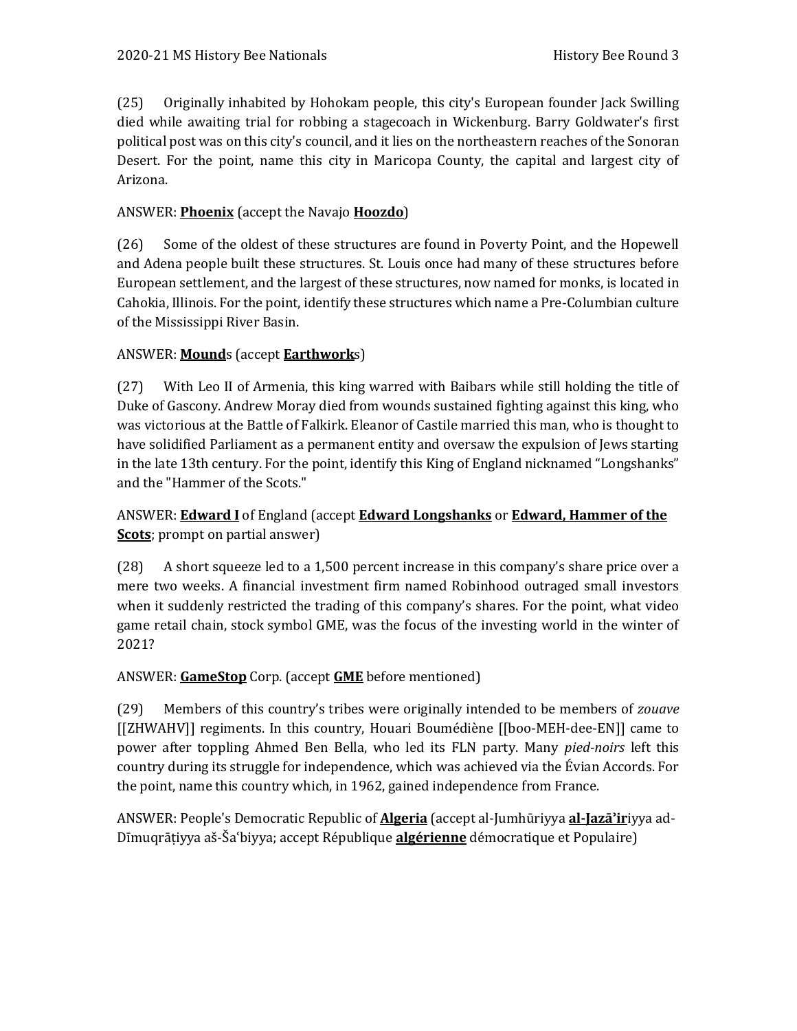(25) Originally inhabited by Hohokam people, this city's European founder Jack Swilling died while awaiting trial for robbing a stagecoach in Wickenburg. Barry Goldwater's first political post was on this city's council, and it lies on the northeastern reaches of the Sonoran Desert. For the point, name this city in Maricopa County, the capital and largest city of Arizona.

ANSWER: **Phoenix** (accept the Navajo **Hoozdo**)

(26) Some of the oldest of these structures are found in Poverty Point, and the Hopewell and Adena people built these structures. St. Louis once had many of these structures before European settlement, and the largest of these structures, now named for monks, is located in Cahokia, Illinois. For the point, identify these structures which name a Pre-Columbian culture of the Mississippi River Basin.

ANSWER: **Mound**s (accept **Earthwork**s)

(27) With Leo II of Armenia, this king warred with Baibars while still holding the title of Duke of Gascony. Andrew Moray died from wounds sustained fighting against this king, who was victorious at the Battle of Falkirk. Eleanor of Castile married this man, who is thought to have solidified Parliament as a permanent entity and oversaw the expulsion of Jews starting in the late 13th century. For the point, identify this King of England nicknamed "Longshanks" and the "Hammer of the Scots."

ANSWER: **Edward I** of England (accept **Edward Longshanks** or **Edward, Hammer of the Scots**; prompt on partial answer)

(28) A short squeeze led to a 1,500 percent increase in this company's share price over a mere two weeks. A financial investment firm named Robinhood outraged small investors when it suddenly restricted the trading of this company's shares. For the point, what video game retail chain, stock symbol GME, was the focus of the investing world in the winter of 2021?

ANSWER: **GameStop** Corp. (accept **GME** before mentioned)

(29) Members of this country's tribes were originally intended to be members of *zouave* [[ZHWAHV]] regiments. In this country, Houari Boumédiène [[boo-MEH-dee-EN]] came to power after toppling Ahmed Ben Bella, who led its FLN party. Many *pied-noirs* left this country during its struggle for independence, which was achieved via the Évian Accords. For the point, name this country which, in 1962, gained independence from France.

ANSWER: People's Democratic Republic of **Algeria** (accept al-Jumhūriyya **al-Jazā'ir**iyya ad-Dīmuqrāṭiyya aš-Šaʻbiyya; accept République **algérienne** démocratique et Populaire)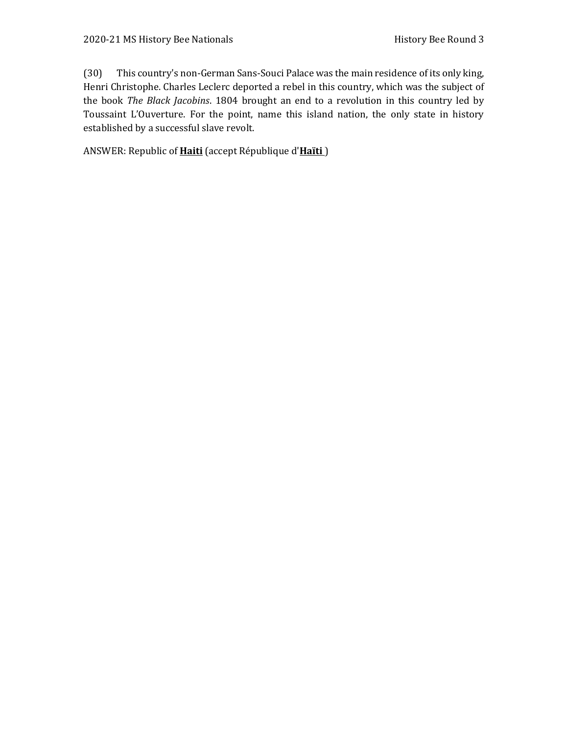(30) This country's non-German Sans-Souci Palace was the main residence of its only king, Henri Christophe. Charles Leclerc deported a rebel in this country, which was the subject of the book *The Black Jacobins*. 1804 brought an end to a revolution in this country led by Toussaint L'Ouverture. For the point, name this island nation, the only state in history established by a successful slave revolt.

ANSWER: Republic of **Haiti** (accept République d'**Haïti** )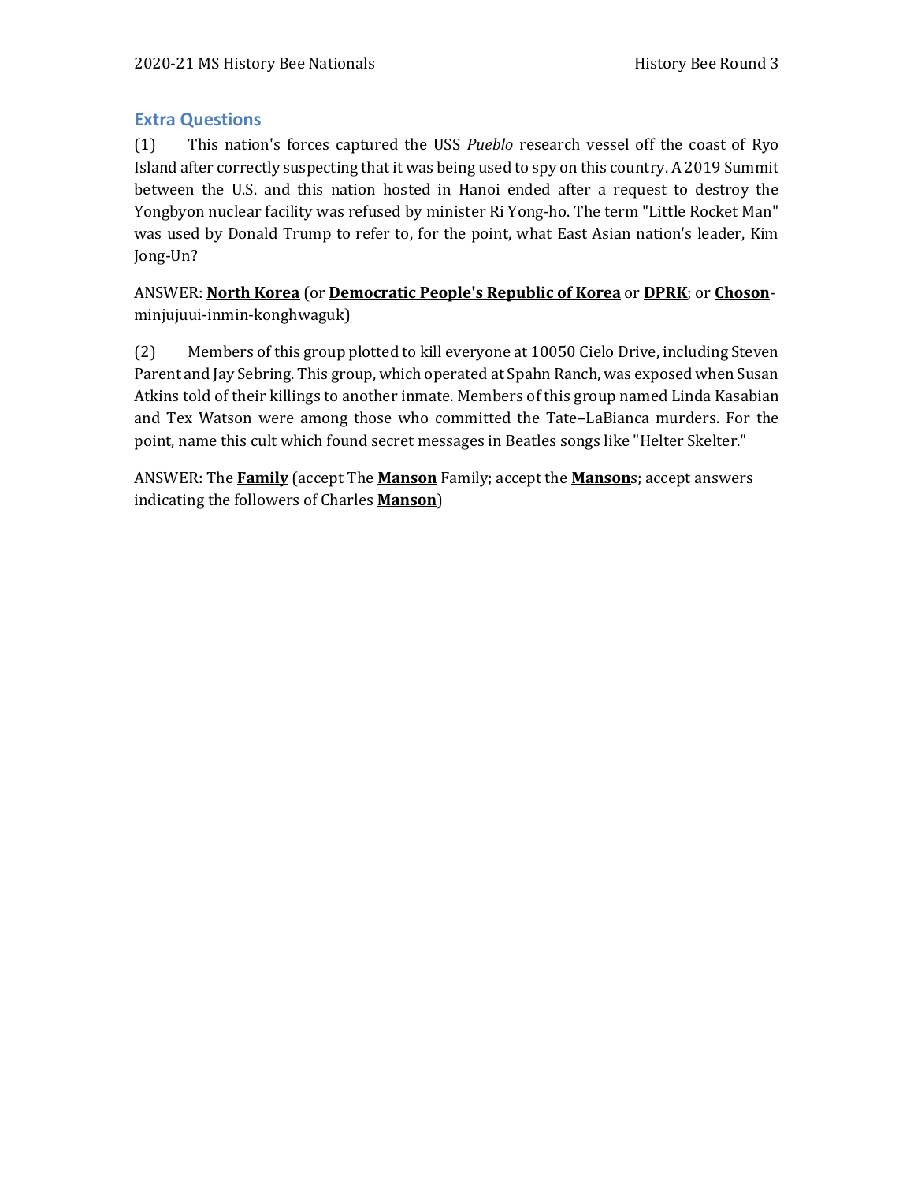## Extra Questions

(1) This nation's forces captured the USS *Pueblo* research vessel off the coast of Ryo Island after correctly suspecting that it was being used to spy on this country. A 2019 Summit between the U.S. and this nation hosted in Hanoi ended after a request to destroy the Yongbyon nuclear facility was refused by minister Ri Yong-ho. The term "Little Rocket Man" was used by Donald Trump to refer to, for the point, what East Asian nation's leader, Kim Jong-Un?

ANSWER: **North Korea** (or **Democratic People's Republic of Korea** or **DPRK**; or **Choson**-minjujuui-inmin-konghwaguk)

(2) Members of this group plotted to kill everyone at 10050 Cielo Drive, including Steven Parent and Jay Sebring. This group, which operated at Spahn Ranch, was exposed when Susan Atkins told of their killings to another inmate. Members of this group named Linda Kasabian and Tex Watson were among those who committed the Tate–LaBianca murders. For the point, name this cult which found secret messages in Beatles songs like "Helter Skelter."

ANSWER: The **Family** (accept The **Manson** Family; accept the **Manson**s; accept answers indicating the followers of Charles **Manson**)